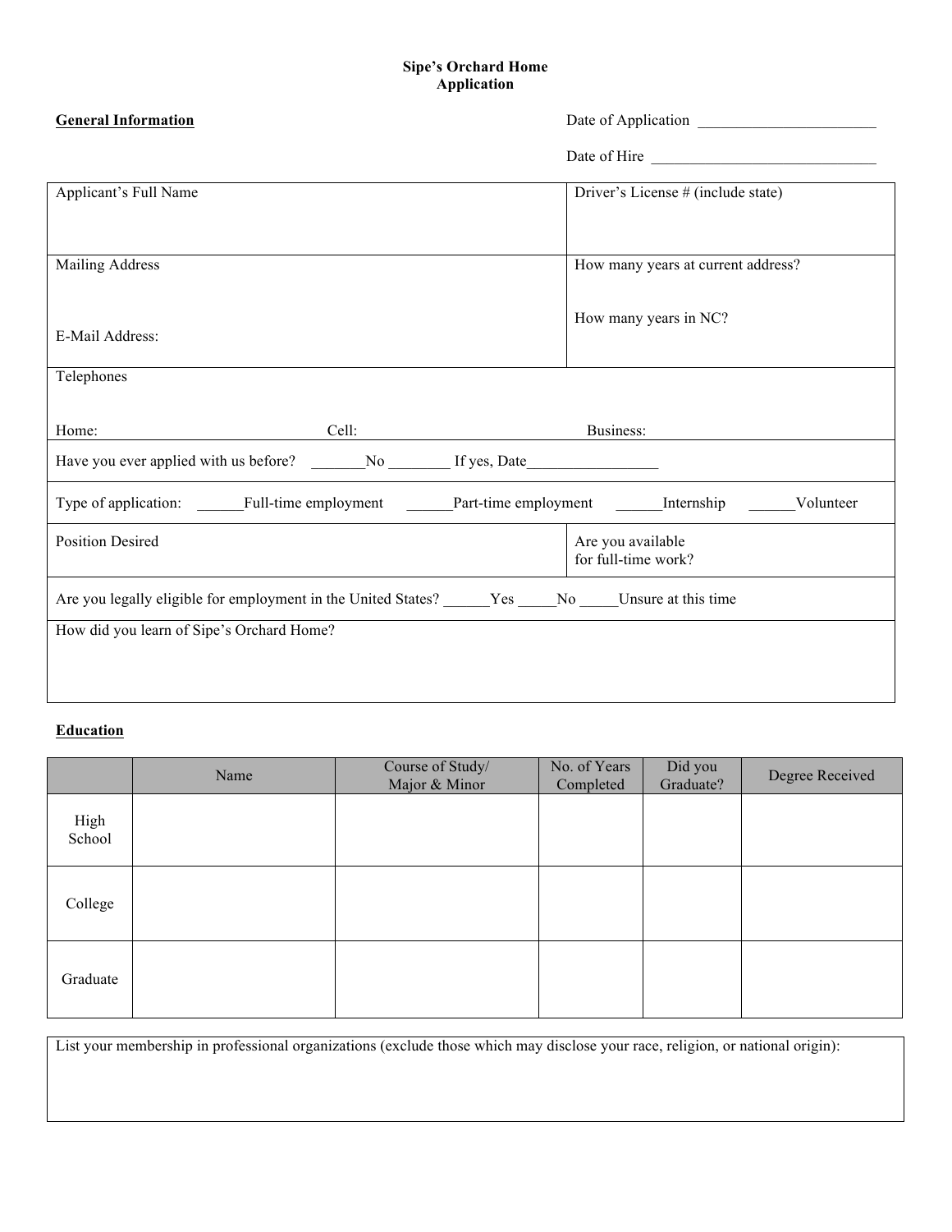# Sipe's Orchard Home
## Application

**General Information**

Date of Application _______________________

Date of Hire _____________________________

| Applicant's Full Name | Driver's License # (include state) |
|---|---|
| Mailing Address<br><br>E-Mail Address: | How many years at current address?<br><br>How many years in NC? |

Telephones

Home: Cell: Business:

Have you ever applied with us before? _______No ________ If yes, Date_________________

Type of application: ______Full-time employment ______Part-time employment ______Internship ______Volunteer

| Position Desired | Are you available for full-time work? |
|---|---|

Are you legally eligible for employment in the United States? ______Yes _____No _____Unsure at this time

How did you learn of Sipe's Orchard Home?

**Education**

| | Name | Course of Study/ Major & Minor | No. of Years Completed | Did you Graduate? | Degree Received |
|---|---|---|---|---|---|
| High School | | | | | |
| College | | | | | |
| Graduate | | | | | |

List your membership in professional organizations (exclude those which may disclose your race, religion, or national origin):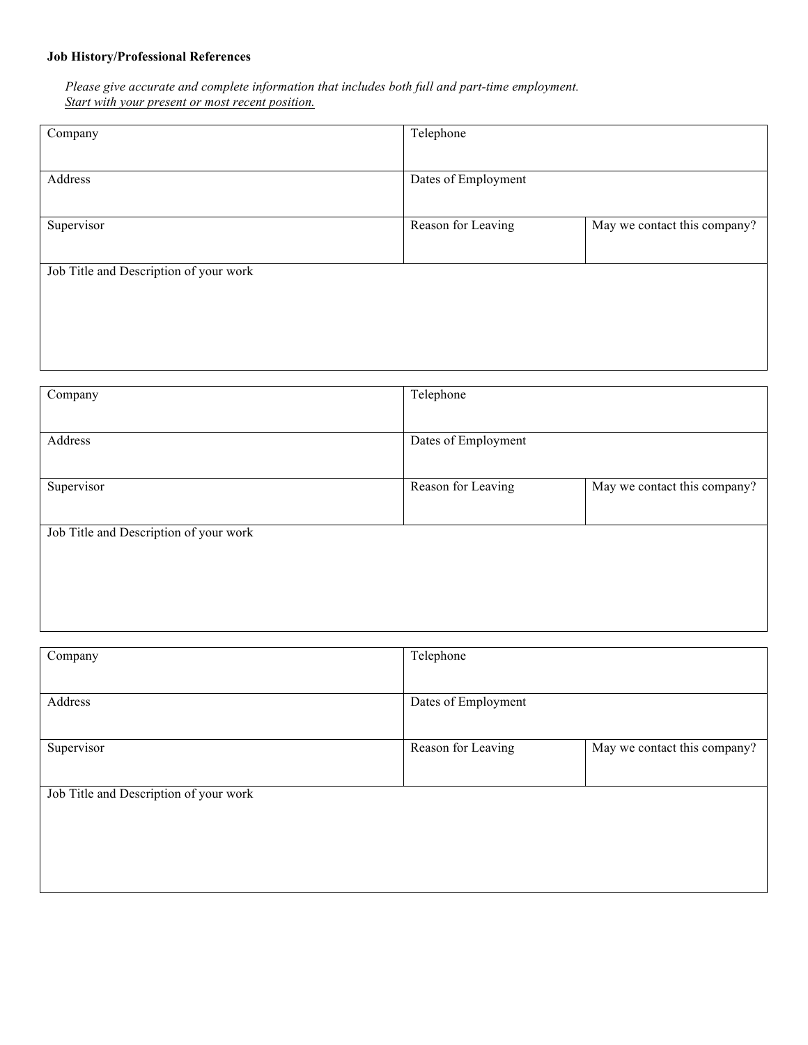**Job History/Professional References**

*Please give accurate and complete information that includes both full and part-time employment.*
*<u>Start with your present or most recent position.</u>*

| Company | Telephone | |
|---|---|---|
| Address | Dates of Employment | |
| Supervisor | Reason for Leaving | May we contact this company? |
| Job Title and Description of your work | | |

| Company | Telephone | |
|---|---|---|
| Address | Dates of Employment | |
| Supervisor | Reason for Leaving | May we contact this company? |
| Job Title and Description of your work | | |

| Company | Telephone | |
|---|---|---|
| Address | Dates of Employment | |
| Supervisor | Reason for Leaving | May we contact this company? |
| Job Title and Description of your work | | |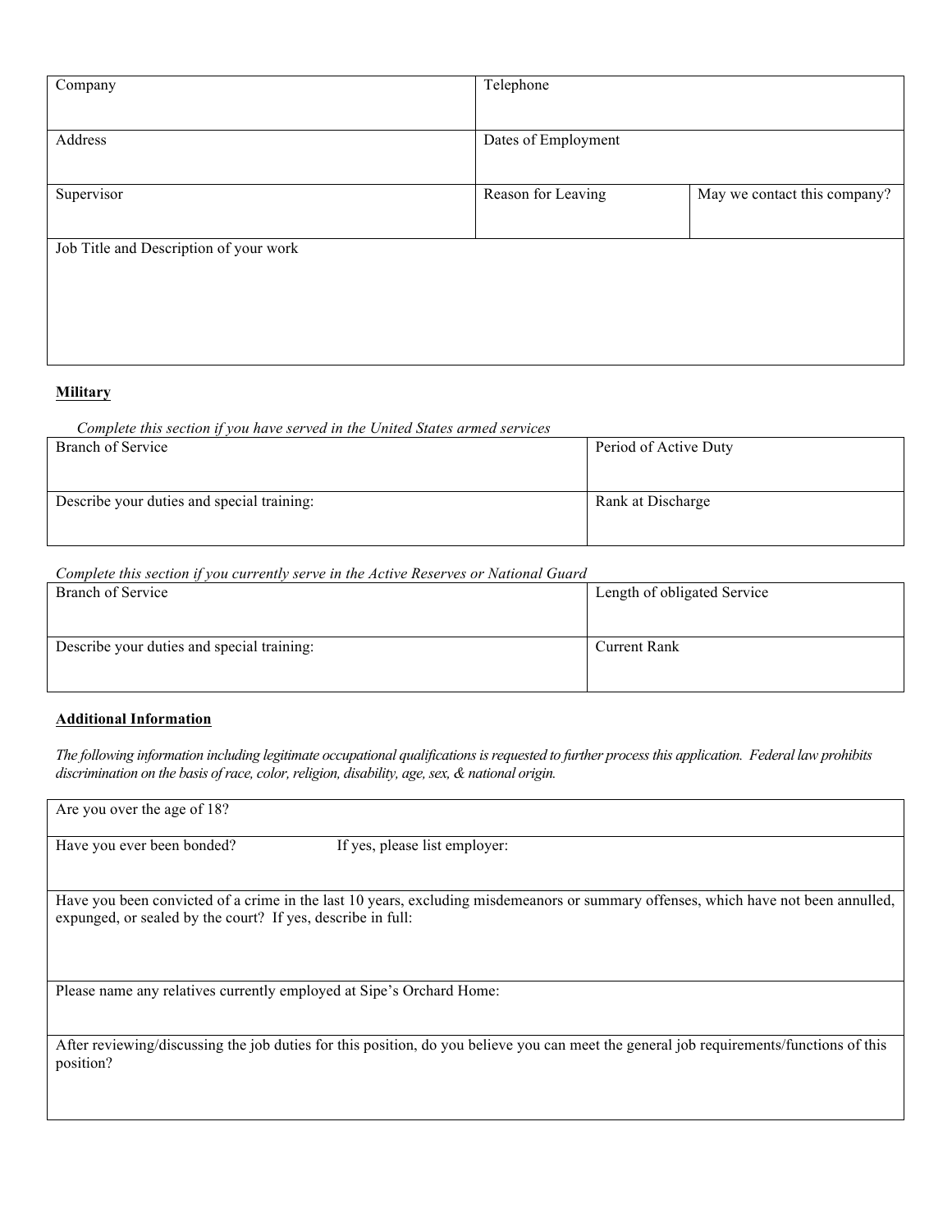| Company | Telephone | |
|---|---|---|
| Address | Dates of Employment | |
| Supervisor | Reason for Leaving | May we contact this company? |
| Job Title and Description of your work | | |

**Military**

*Complete this section if you have served in the United States armed services*

| Branch of Service | Period of Active Duty |
|---|---|
| Describe your duties and special training: | Rank at Discharge |

*Complete this section if you currently serve in the Active Reserves or National Guard*

| Branch of Service | Length of obligated Service |
|---|---|
| Describe your duties and special training: | Current Rank |

**Additional Information**

*The following information including legitimate occupational qualifications is requested to further process this application. Federal law prohibits discrimination on the basis of race, color, religion, disability, age, sex, & national origin.*

| Are you over the age of 18? | |
|---|---|
| Have you ever been bonded? | If yes, please list employer: |
| Have you been convicted of a crime in the last 10 years, excluding misdemeanors or summary offenses, which have not been annulled, expunged, or sealed by the court? If yes, describe in full: | |
| Please name any relatives currently employed at Sipe's Orchard Home: | |
| After reviewing/discussing the job duties for this position, do you believe you can meet the general job requirements/functions of this position? | |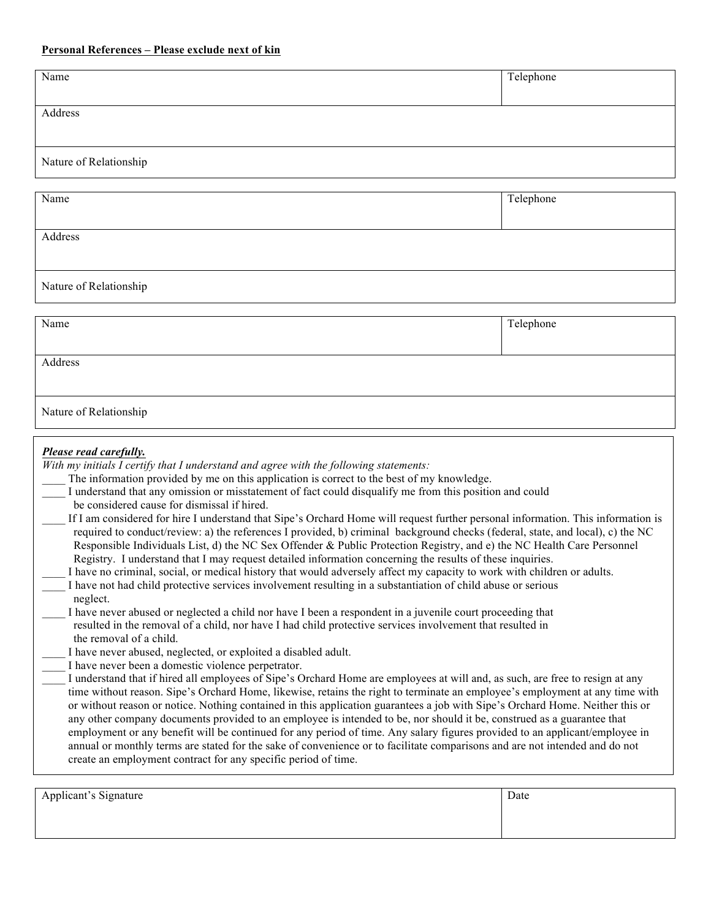**Personal References – Please exclude next of kin**

| | |
|---|---|
| Name | Telephone |
| Address | |
| Nature of Relationship | |

| | |
|---|---|
| Name | Telephone |
| Address | |
| Nature of Relationship | |

| | |
|---|---|
| Name | Telephone |
| Address | |
| Nature of Relationship | |

***Please read carefully.***

*With my initials I certify that I understand and agree with the following statements:*

____ The information provided by me on this application is correct to the best of my knowledge.

____ I understand that any omission or misstatement of fact could disqualify me from this position and could be considered cause for dismissal if hired.

____ If I am considered for hire I understand that Sipe's Orchard Home will request further personal information. This information is required to conduct/review: a) the references I provided, b) criminal background checks (federal, state, and local), c) the NC Responsible Individuals List, d) the NC Sex Offender & Public Protection Registry, and e) the NC Health Care Personnel Registry. I understand that I may request detailed information concerning the results of these inquiries.

____ I have no criminal, social, or medical history that would adversely affect my capacity to work with children or adults.

____ I have not had child protective services involvement resulting in a substantiation of child abuse or serious neglect.

____ I have never abused or neglected a child nor have I been a respondent in a juvenile court proceeding that resulted in the removal of a child, nor have I had child protective services involvement that resulted in the removal of a child.

____ I have never abused, neglected, or exploited a disabled adult.

____ I have never been a domestic violence perpetrator.

____ I understand that if hired all employees of Sipe's Orchard Home are employees at will and, as such, are free to resign at any time without reason. Sipe's Orchard Home, likewise, retains the right to terminate an employee's employment at any time with or without reason or notice. Nothing contained in this application guarantees a job with Sipe's Orchard Home. Neither this or any other company documents provided to an employee is intended to be, nor should it be, construed as a guarantee that employment or any benefit will be continued for any period of time. Any salary figures provided to an applicant/employee in annual or monthly terms are stated for the sake of convenience or to facilitate comparisons and are not intended and do not create an employment contract for any specific period of time.

| | |
|---|---|
| Applicant's Signature | Date |